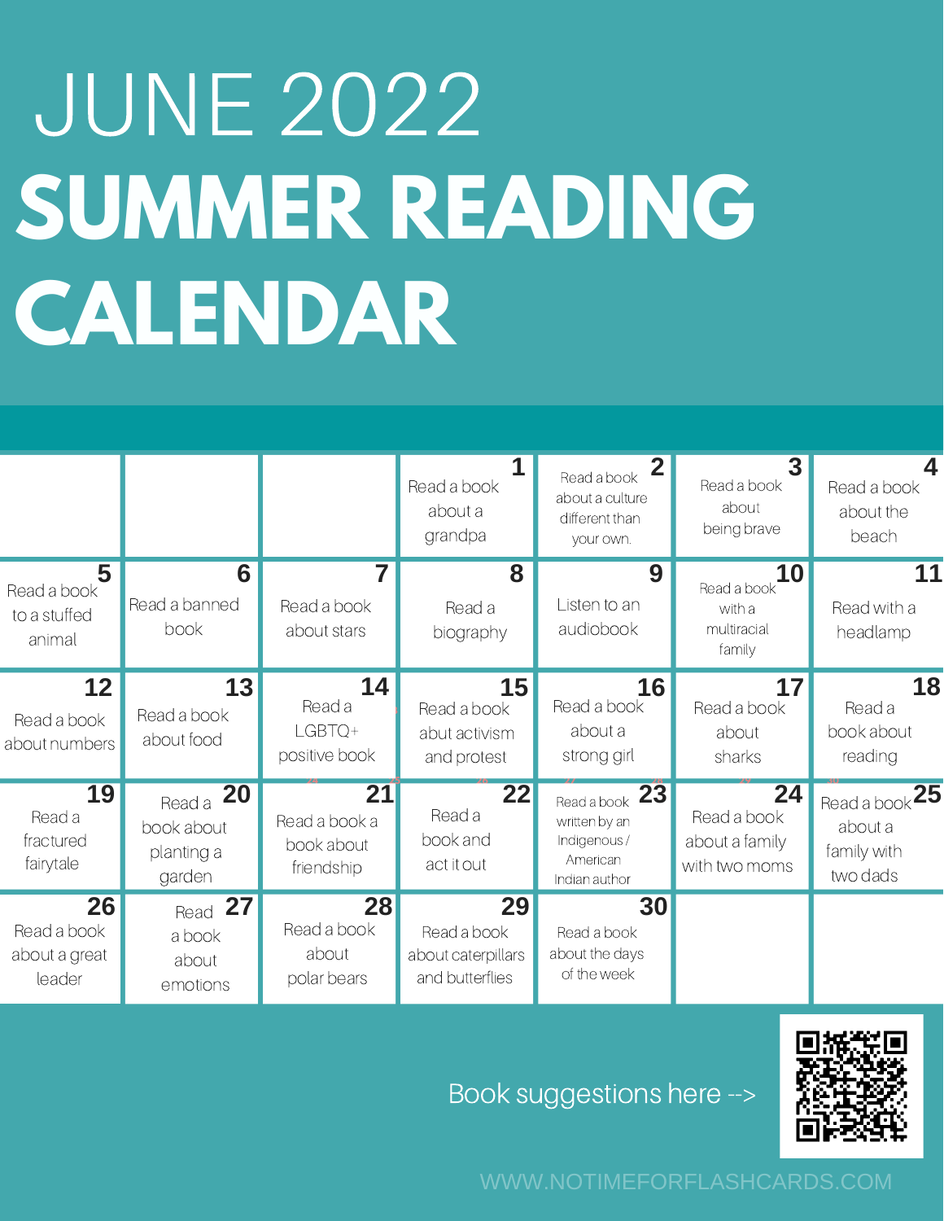# JUNE 2022

# SUMMER READING CALENDAR

| | | | | | | |
|---|---|---|---|---|---|---|
| | | | **1** Read a book about a grandpa | **2** Read a book about a culture different than your own. | **3** Read a book about being brave | **4** Read a book about the beach |
| **5** Read a book to a stuffed animal | **6** Read a banned book | **7** Read a book about stars | **8** Read a biography | **9** Listen to an audiobook | **10** Read a book with a multiracial family | **11** Read with a headlamp |
| **12** Read a book about numbers | **13** Read a book about food | **14** Read a LGBTQ+ positive book | **15** Read a book abut activism and protest | **16** Read a book about a strong girl | **17** Read a book about sharks | **18** Read a book about reading |
| **19** Read a fractured fairytale | **20** Read a book about planting a garden | **21** Read a book a book about friendship | **22** Read a book and act it out | **23** Read a book written by an Indigenous / American Indian author | **24** Read a book about a family with two moms | **25** Read a book about a family with two dads |
| **26** Read a book about a great leader | **27** Read a book about emotions | **28** Read a book about polar bears | **29** Read a book about caterpillars and butterflies | **30** Read a book about the days of the week | | |

Book suggestions here -->

WWW.NOTIMEFORFLASHCARDS.COM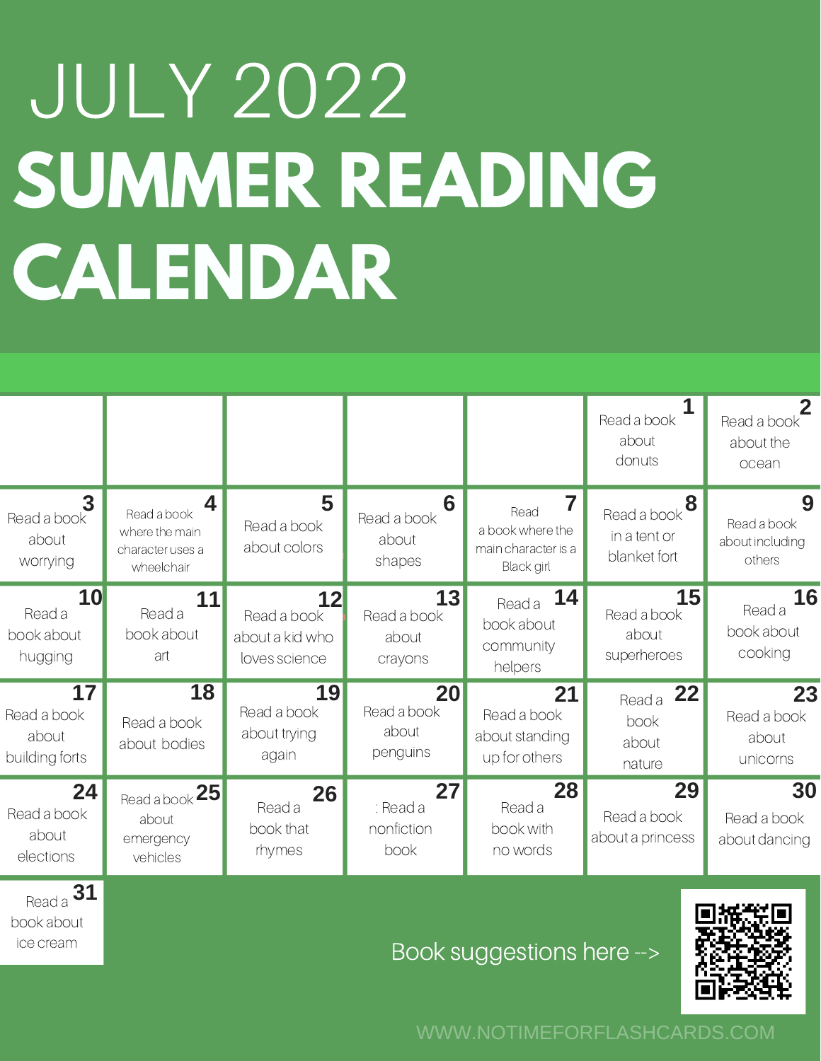# JULY 2022

# SUMMER READING CALENDAR

| | | | | | | |
|---|---|---|---|---|---|---|
| | | | | | 1 Read a book about donuts | 2 Read a book about the ocean |
| 3 Read a book about worrying | 4 Read a book where the main character uses a wheelchair | 5 Read a book about colors | 6 Read a book about shapes | 7 Read a book where the main character is a Black girl | 8 Read a book in a tent or blanket fort | 9 Read a book about including others |
| 10 Read a book about hugging | 11 Read a book about art | 12 Read a book about a kid who loves science | 13 Read a book about crayons | 14 Read a book about community helpers | 15 Read a book about superheroes | 16 Read a book about cooking |
| 17 Read a book about building forts | 18 Read a book about bodies | 19 Read a book about trying again | 20 Read a book about penguins | 21 Read a book about standing up for others | 22 Read a book about nature | 23 Read a book about unicorns |
| 24 Read a book about elections | 25 Read a book about emergency vehicles | 26 Read a book that rhymes | 27 : Read a nonfiction book | 28 Read a book with no words | 29 Read a book about a princess | 30 Read a book about dancing |
| 31 Read a book about ice cream | | | | | | |

Book suggestions here -->

WWW.NOTIMEFORFLASHCARDS.COM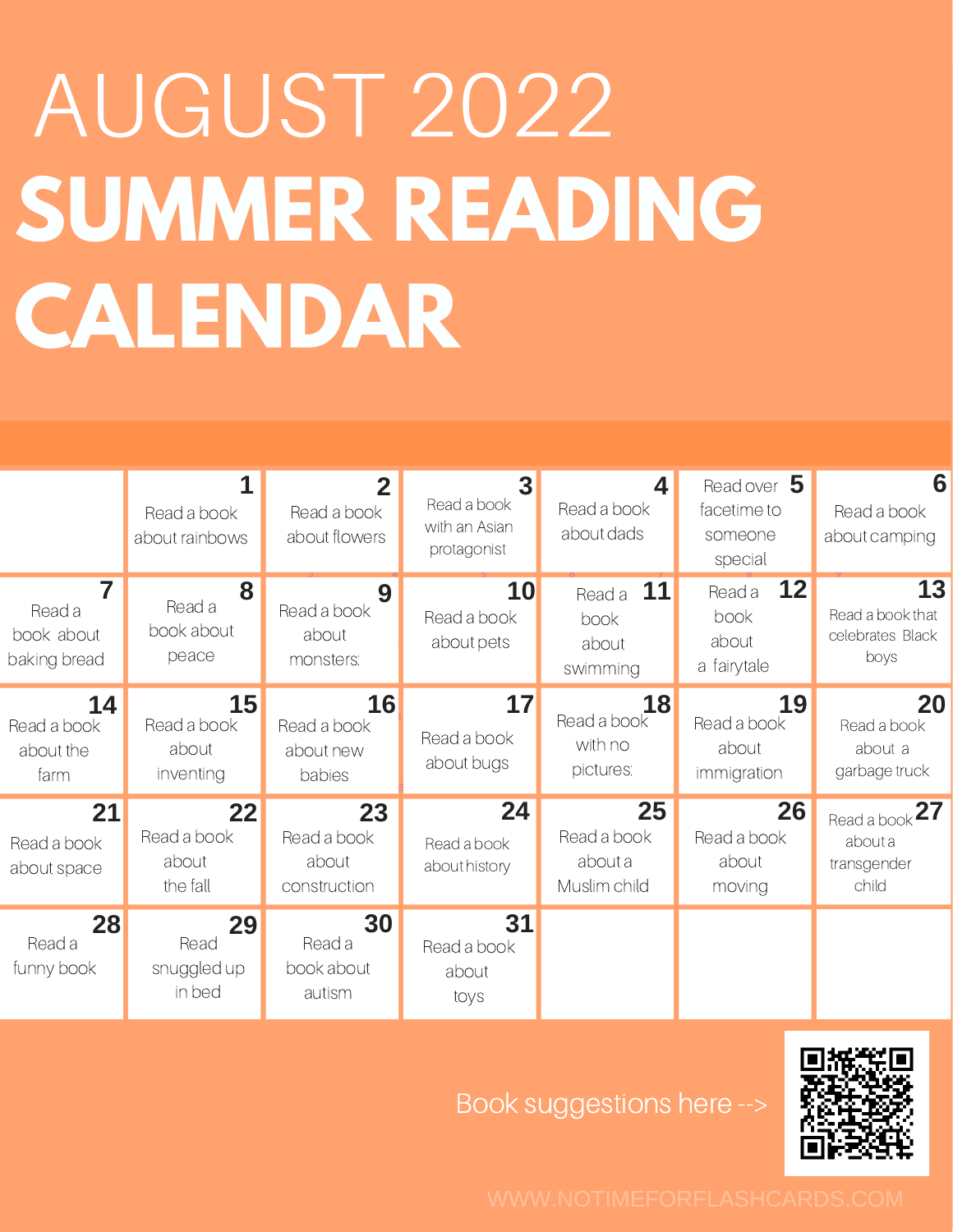# AUGUST 2022

# SUMMER READING CALENDAR

| | | | | | | |
|---|---|---|---|---|---|---|
| | 1 Read a book about rainbows | 2 Read a book about flowers | 3 Read a book with an Asian protagonist | 4 Read a book about dads | 5 Read over facetime to someone special | 6 Read a book about camping |
| 7 Read a book about baking bread | 8 Read a book about peace | 9 Read a book about monsters. | 10 Read a book about pets | 11 Read a book about swimming | 12 Read a book about a fairytale | 13 Read a book that celebrates Black boys |
| 14 Read a book about the farm | 15 Read a book about inventing | 16 Read a book about new babies | 17 Read a book about bugs | 18 Read a book with no pictures. | 19 Read a book about immigration | 20 Read a book about a garbage truck |
| 21 Read a book about space | 22 Read a book about the fall | 23 Read a book about construction | 24 Read a book about history | 25 Read a book about a Muslim child | 26 Read a book about moving | 27 Read a book about a transgender child |
| 28 Read a funny book | 29 Read snuggled up in bed | 30 Read a book about autism | 31 Read a book about toys | | | |

Book suggestions here -->

WWW.NOTIMEFORFLASHCARDS.COM